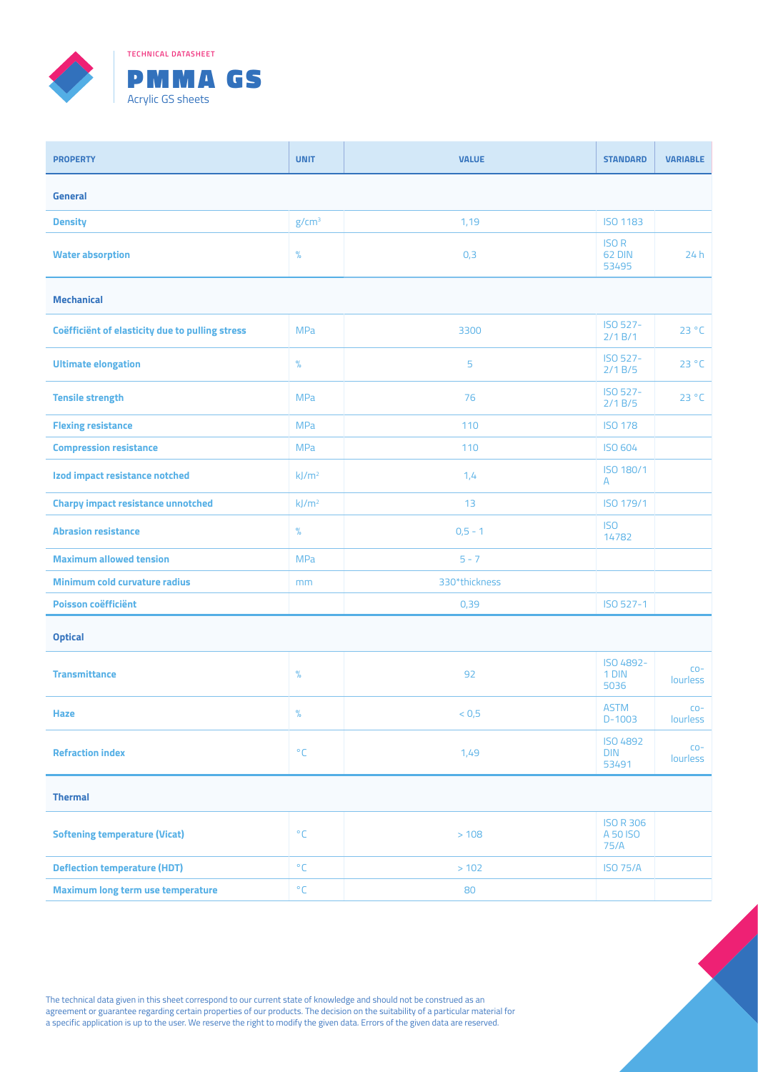TECHNICAL DATASHEET

# PMMA GS

Acrylic GS sheets

| PROPERTY | UNIT | VALUE | STANDARD | VARIABLE |
|---|---|---|---|---|
| **General** | | | | |
| **Density** | g/cm³ | 1,19 | ISO 1183 | |
| **Water absorption** | % | 0,3 | ISO R 62 DIN 53495 | 24 h |
| **Mechanical** | | | | |
| **Coëfficiënt of elasticity due to pulling stress** | MPa | 3300 | ISO 527-2/1 B/1 | 23 °C |
| **Ultimate elongation** | % | 5 | ISO 527-2/1 B/5 | 23 °C |
| **Tensile strength** | MPa | 76 | ISO 527-2/1 B/5 | 23 °C |
| **Flexing resistance** | MPa | 110 | ISO 178 | |
| **Compression resistance** | MPa | 110 | ISO 604 | |
| **Izod impact resistance notched** | kJ/m² | 1,4 | ISO 180/1 A | |
| **Charpy impact resistance unnotched** | kJ/m² | 13 | ISO 179/1 | |
| **Abrasion resistance** | % | 0,5 - 1 | ISO 14782 | |
| **Maximum allowed tension** | MPa | 5 - 7 | | |
| **Minimum cold curvature radius** | mm | 330*thickness | | |
| **Poisson coëfficiënt** | | 0,39 | ISO 527-1 | |
| **Optical** | | | | |
| **Transmittance** | % | 92 | ISO 4892-1 DIN 5036 | colourless |
| **Haze** | % | < 0,5 | ASTM D-1003 | colourless |
| **Refraction index** | °C | 1,49 | ISO 4892 DIN 53491 | colourless |
| **Thermal** | | | | |
| **Softening temperature (Vicat)** | °C | > 108 | ISO R 306 A 50 ISO 75/A | |
| **Deflection temperature (HDT)** | °C | > 102 | ISO 75/A | |
| **Maximum long term use temperature** | °C | 80 | | |

The technical data given in this sheet correspond to our current state of knowledge and should not be construed as an agreement or guarantee regarding certain properties of our products. The decision on the suitability of a particular material for a specific application is up to the user. We reserve the right to modify the given data. Errors of the given data are reserved.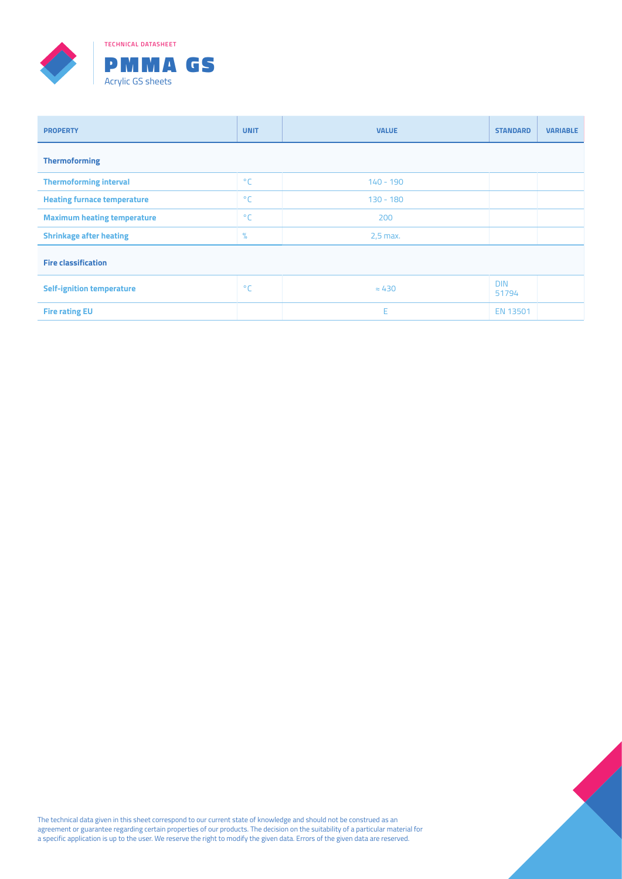TECHNICAL DATASHEET

# PMMA GS

Acrylic GS sheets

| PROPERTY | UNIT | VALUE | STANDARD | VARIABLE |
|---|---|---|---|---|
| **Thermoforming** | | | | |
| **Thermoforming interval** | °C | 140 - 190 | | |
| **Heating furnace temperature** | °C | 130 - 180 | | |
| **Maximum heating temperature** | °C | 200 | | |
| **Shrinkage after heating** | % | 2,5 max. | | |
| **Fire classification** | | | | |
| **Self-ignition temperature** | °C | ≈ 430 | DIN 51794 | |
| **Fire rating EU** | | E | EN 13501 | |

The technical data given in this sheet correspond to our current state of knowledge and should not be construed as an agreement or guarantee regarding certain properties of our products. The decision on the suitability of a particular material for a specific application is up to the user. We reserve the right to modify the given data. Errors of the given data are reserved.